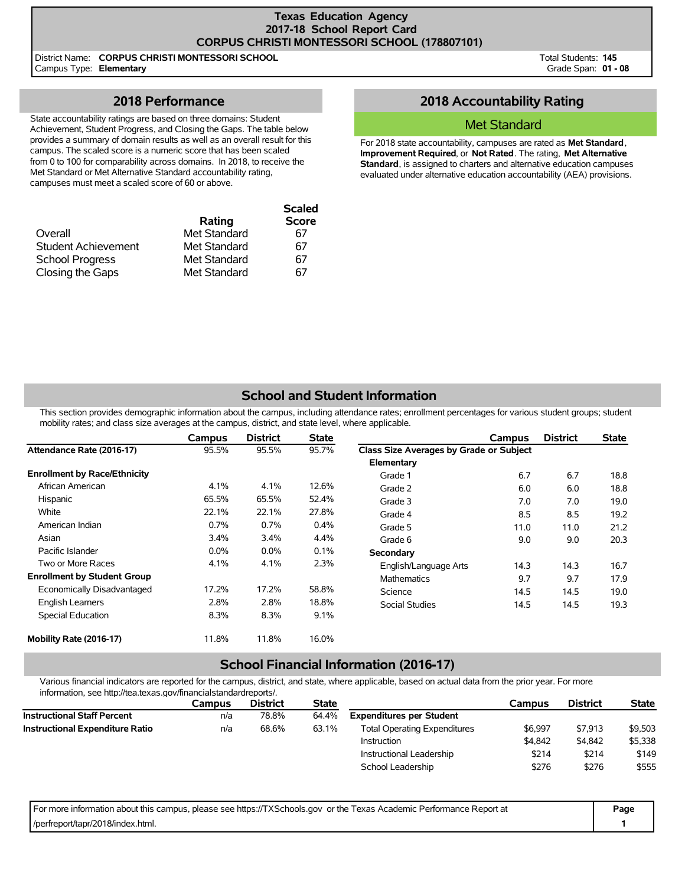# Texas Education Agency
## 2017-18 School Report Card
## CORPUS CHRISTI MONTESSORI SCHOOL (178807101)

District Name: **CORPUS CHRISTI MONTESSORI SCHOOL**
Campus Type: **Elementary**

Total Students: **145**
Grade Span: **01 - 08**

## 2018 Performance

State accountability ratings are based on three domains: Student Achievement, Student Progress, and Closing the Gaps. The table below provides a summary of domain results as well as an overall result for this campus. The scaled score is a numeric score that has been scaled from 0 to 100 for comparability across domains. In 2018, to receive the Met Standard or Met Alternative Standard accountability rating, campuses must meet a scaled score of 60 or above.

| | Rating | Scaled Score |
|---|---|---|
| Overall | Met Standard | 67 |
| Student Achievement | Met Standard | 67 |
| School Progress | Met Standard | 67 |
| Closing the Gaps | Met Standard | 67 |

## 2018 Accountability Rating

**Met Standard**

For 2018 state accountability, campuses are rated as **Met Standard**, **Improvement Required**, or **Not Rated**. The rating, **Met Alternative Standard**, is assigned to charters and alternative education campuses evaluated under alternative education accountability (AEA) provisions.

## School and Student Information

This section provides demographic information about the campus, including attendance rates; enrollment percentages for various student groups; student mobility rates; and class size averages at the campus, district, and state level, where applicable.

| | Campus | District | State |
|---|---|---|---|
| **Attendance Rate (2016-17)** | 95.5% | 95.5% | 95.7% |
| **Enrollment by Race/Ethnicity** | | | |
| African American | 4.1% | 4.1% | 12.6% |
| Hispanic | 65.5% | 65.5% | 52.4% |
| White | 22.1% | 22.1% | 27.8% |
| American Indian | 0.7% | 0.7% | 0.4% |
| Asian | 3.4% | 3.4% | 4.4% |
| Pacific Islander | 0.0% | 0.0% | 0.1% |
| Two or More Races | 4.1% | 4.1% | 2.3% |
| **Enrollment by Student Group** | | | |
| Economically Disadvantaged | 17.2% | 17.2% | 58.8% |
| English Learners | 2.8% | 2.8% | 18.8% |
| Special Education | 8.3% | 8.3% | 9.1% |
| **Mobility Rate (2016-17)** | 11.8% | 11.8% | 16.0% |

| | Campus | District | State |
|---|---|---|---|
| **Class Size Averages by Grade or Subject** | | | |
| **Elementary** | | | |
| Grade 1 | 6.7 | 6.7 | 18.8 |
| Grade 2 | 6.0 | 6.0 | 18.8 |
| Grade 3 | 7.0 | 7.0 | 19.0 |
| Grade 4 | 8.5 | 8.5 | 19.2 |
| Grade 5 | 11.0 | 11.0 | 21.2 |
| Grade 6 | 9.0 | 9.0 | 20.3 |
| **Secondary** | | | |
| English/Language Arts | 14.3 | 14.3 | 16.7 |
| Mathematics | 9.7 | 9.7 | 17.9 |
| Science | 14.5 | 14.5 | 19.0 |
| Social Studies | 14.5 | 14.5 | 19.3 |

## School Financial Information (2016-17)

Various financial indicators are reported for the campus, district, and state, where applicable, based on actual data from the prior year. For more information, see http://tea.texas.gov/financialstandardreports/.

| | Campus | District | State |
|---|---|---|---|
| **Instructional Staff Percent** | n/a | 78.8% | 64.4% |
| **Instructional Expenditure Ratio** | n/a | 68.6% | 63.1% |

| | Campus | District | State |
|---|---|---|---|
| **Expenditures per Student** | | | |
| Total Operating Expenditures | $6,997 | $7,913 | $9,503 |
| Instruction | $4,842 | $4,842 | $5,338 |
| Instructional Leadership | $214 | $214 | $149 |
| School Leadership | $276 | $276 | $555 |

For more information about this campus, please see https://TXSchools.gov or the Texas Academic Performance Report at /perfreport/tapr/2018/index.html.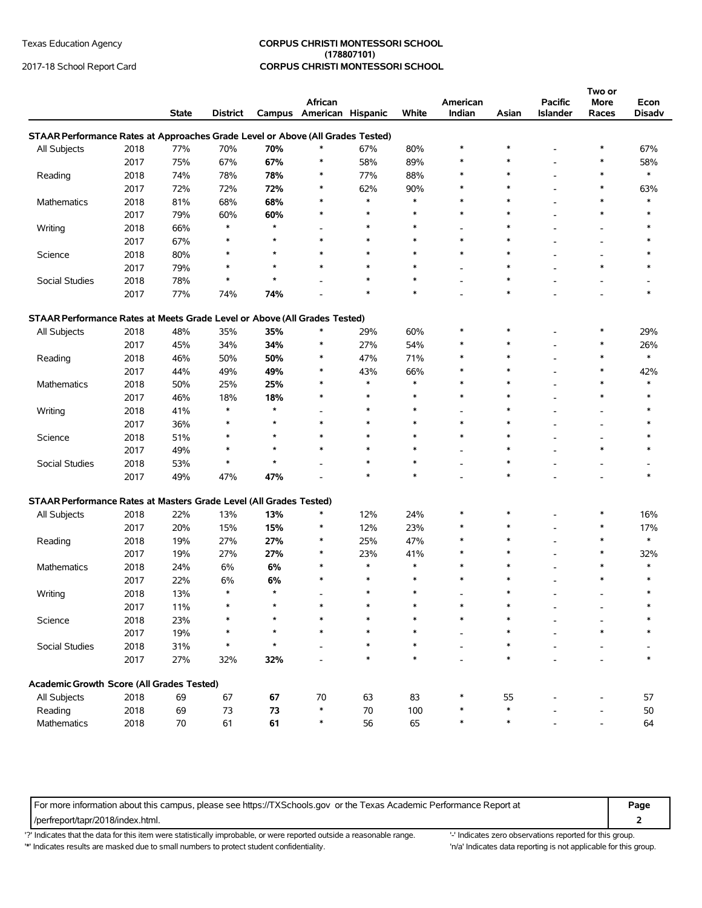Texas Education Agency
2017-18 School Report Card

**CORPUS CHRISTI MONTESSORI SCHOOL**
**(178807101)**
**CORPUS CHRISTI MONTESSORI SCHOOL**

| | | State | District | Campus | African American | Hispanic | White | American Indian | Asian | Pacific Islander | Two or More Races | Econ Disadv |
|---|---|---|---|---|---|---|---|---|---|---|---|---|
| **STAAR Performance Rates at Approaches Grade Level or Above (All Grades Tested)** | | | | | | | | | | | | |
| All Subjects | 2018 | 77% | 70% | **70%** | * | 67% | 80% | * | * | - | * | 67% |
| | 2017 | 75% | 67% | **67%** | * | 58% | 89% | * | * | - | * | 58% |
| Reading | 2018 | 74% | 78% | **78%** | * | 77% | 88% | * | * | - | * | * |
| | 2017 | 72% | 72% | **72%** | * | 62% | 90% | * | * | - | * | 63% |
| Mathematics | 2018 | 81% | 68% | **68%** | * | * | * | * | * | - | * | * |
| | 2017 | 79% | 60% | **60%** | * | * | * | * | * | - | * | * |
| Writing | 2018 | 66% | * | * | - | * | * | - | * | - | - | * |
| | 2017 | 67% | * | * | * | * | * | * | * | - | - | * |
| Science | 2018 | 80% | * | * | * | * | * | * | * | - | - | * |
| | 2017 | 79% | * | * | * | * | * | - | * | - | * | * |
| Social Studies | 2018 | 78% | * | * | - | * | * | - | * | - | - | - |
| | 2017 | 77% | 74% | **74%** | - | * | * | - | * | - | - | * |
| **STAAR Performance Rates at Meets Grade Level or Above (All Grades Tested)** | | | | | | | | | | | | |
| All Subjects | 2018 | 48% | 35% | **35%** | * | 29% | 60% | * | * | - | * | 29% |
| | 2017 | 45% | 34% | **34%** | * | 27% | 54% | * | * | - | * | 26% |
| Reading | 2018 | 46% | 50% | **50%** | * | 47% | 71% | * | * | - | * | * |
| | 2017 | 44% | 49% | **49%** | * | 43% | 66% | * | * | - | * | 42% |
| Mathematics | 2018 | 50% | 25% | **25%** | * | * | * | * | * | - | * | * |
| | 2017 | 46% | 18% | **18%** | * | * | * | * | * | - | * | * |
| Writing | 2018 | 41% | * | * | - | * | * | - | * | - | - | * |
| | 2017 | 36% | * | * | * | * | * | * | * | - | - | * |
| Science | 2018 | 51% | * | * | * | * | * | * | * | - | - | * |
| | 2017 | 49% | * | * | * | * | * | - | * | - | * | * |
| Social Studies | 2018 | 53% | * | * | - | * | * | - | * | - | - | - |
| | 2017 | 49% | 47% | **47%** | - | * | * | - | * | - | - | * |
| **STAAR Performance Rates at Masters Grade Level (All Grades Tested)** | | | | | | | | | | | | |
| All Subjects | 2018 | 22% | 13% | **13%** | * | 12% | 24% | * | * | - | * | 16% |
| | 2017 | 20% | 15% | **15%** | * | 12% | 23% | * | * | - | * | 17% |
| Reading | 2018 | 19% | 27% | **27%** | * | 25% | 47% | * | * | - | * | * |
| | 2017 | 19% | 27% | **27%** | * | 23% | 41% | * | * | - | * | 32% |
| Mathematics | 2018 | 24% | 6% | **6%** | * | * | * | * | * | - | * | * |
| | 2017 | 22% | 6% | **6%** | * | * | * | * | * | - | * | * |
| Writing | 2018 | 13% | * | * | - | * | * | - | * | - | - | * |
| | 2017 | 11% | * | * | * | * | * | * | * | - | - | * |
| Science | 2018 | 23% | * | * | * | * | * | * | * | - | - | * |
| | 2017 | 19% | * | * | * | * | * | - | * | - | * | * |
| Social Studies | 2018 | 31% | * | * | - | * | * | - | * | - | - | - |
| | 2017 | 27% | 32% | **32%** | - | * | * | - | * | - | - | * |
| **Academic Growth Score (All Grades Tested)** | | | | | | | | | | | | |
| All Subjects | 2018 | 69 | 67 | **67** | 70 | 63 | 83 | * | 55 | - | - | 57 |
| Reading | 2018 | 69 | 73 | **73** | * | 70 | 100 | * | * | - | - | 50 |
| Mathematics | 2018 | 70 | 61 | **61** | * | 56 | 65 | * | * | - | - | 64 |

For more information about this campus, please see https://TXSchools.gov or the Texas Academic Performance Report at /perfreport/tapr/2018/index.html.

'?' Indicates that the data for this item were statistically improbable, or were reported outside a reasonable range.
'*' Indicates results are masked due to small numbers to protect student confidentiality.
'-' Indicates zero observations reported for this group.
'n/a' Indicates data reporting is not applicable for this group.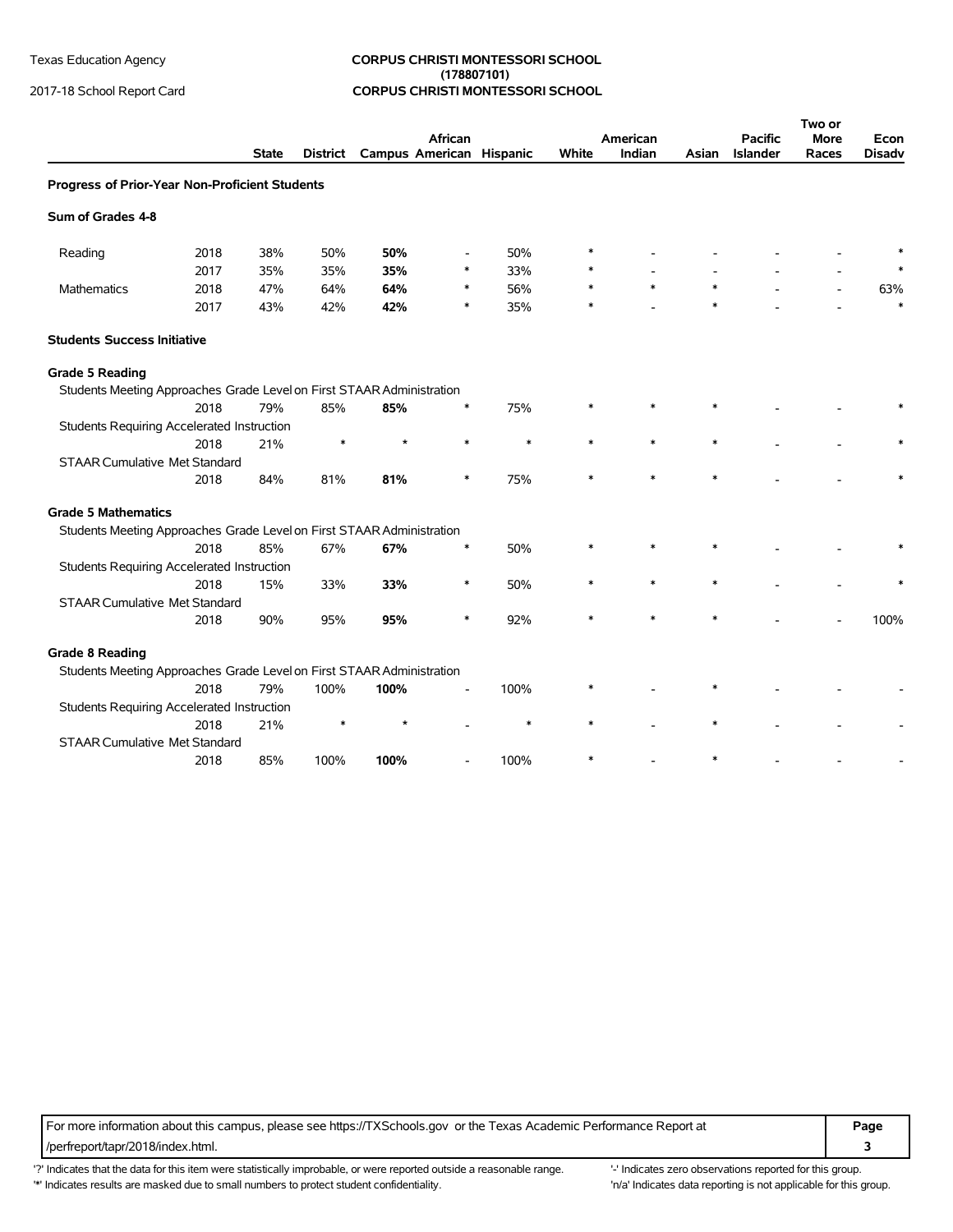Texas Education Agency

2017-18 School Report Card

**CORPUS CHRISTI MONTESSORI SCHOOL (178807101) CORPUS CHRISTI MONTESSORI SCHOOL**

| | | State | District | Campus | African American | Hispanic | White | American Indian | Asian | Pacific Islander | Two or More Races | Econ Disadv |
|---|---|---|---|---|---|---|---|---|---|---|---|---|
| **Progress of Prior-Year Non-Proficient Students** | | | | | | | | | | | | |
| **Sum of Grades 4-8** | | | | | | | | | | | | |
| Reading | 2018 | 38% | 50% | **50%** | - | 50% | * | - | - | - | - | * |
| | 2017 | 35% | 35% | **35%** | * | 33% | * | - | - | - | - | * |
| Mathematics | 2018 | 47% | 64% | **64%** | * | 56% | * | * | * | - | - | 63% |
| | 2017 | 43% | 42% | **42%** | * | 35% | * | - | * | - | - | * |
| **Students Success Initiative** | | | | | | | | | | | | |
| **Grade 5 Reading** | | | | | | | | | | | | |
| Students Meeting Approaches Grade Level on First STAAR Administration | | | | | | | | | | | | |
| | 2018 | 79% | 85% | **85%** | * | 75% | * | * | * | - | - | * |
| Students Requiring Accelerated Instruction | | | | | | | | | | | | |
| | 2018 | 21% | * | * | * | * | * | * | * | - | - | * |
| STAAR Cumulative Met Standard | | | | | | | | | | | | |
| | 2018 | 84% | 81% | **81%** | * | 75% | * | * | * | - | - | * |
| **Grade 5 Mathematics** | | | | | | | | | | | | |
| Students Meeting Approaches Grade Level on First STAAR Administration | | | | | | | | | | | | |
| | 2018 | 85% | 67% | **67%** | * | 50% | * | * | * | - | - | * |
| Students Requiring Accelerated Instruction | | | | | | | | | | | | |
| | 2018 | 15% | 33% | **33%** | * | 50% | * | * | * | - | - | * |
| STAAR Cumulative Met Standard | | | | | | | | | | | | |
| | 2018 | 90% | 95% | **95%** | * | 92% | * | * | * | - | - | 100% |
| **Grade 8 Reading** | | | | | | | | | | | | |
| Students Meeting Approaches Grade Level on First STAAR Administration | | | | | | | | | | | | |
| | 2018 | 79% | 100% | **100%** | - | 100% | * | - | * | - | - | - |
| Students Requiring Accelerated Instruction | | | | | | | | | | | | |
| | 2018 | 21% | * | * | - | * | * | - | * | - | - | - |
| STAAR Cumulative Met Standard | | | | | | | | | | | | |
| | 2018 | 85% | 100% | **100%** | - | 100% | * | - | * | - | - | - |

For more information about this campus, please see https://TXSchools.gov or the Texas Academic Performance Report at /perfreport/tapr/2018/index.html.

'?' Indicates that the data for this item were statistically improbable, or were reported outside a reasonable range.
'*' Indicates results are masked due to small numbers to protect student confidentiality.
'-' Indicates zero observations reported for this group.
'n/a' Indicates data reporting is not applicable for this group.